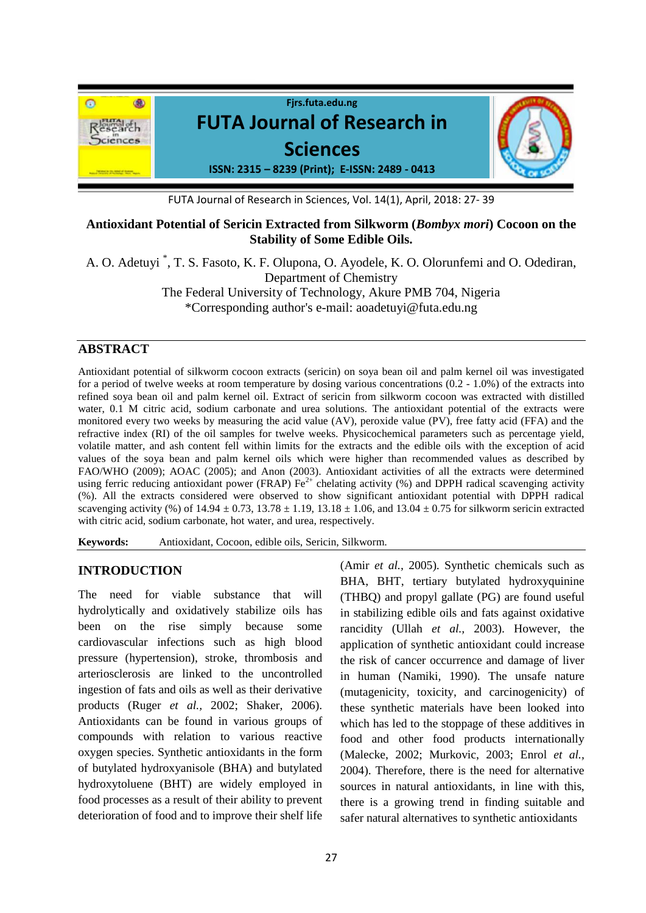# Antioxidant Potential of Sericin Extracted from Silkworm (*Bombyx mori*) Cocoon on the Stability of Some Edible Oils.

A. O. Adetuyi *, T. S. Fasoto, K. F. Olupona, O. Ayodele, K. O. Olorunfemi and O. Odediran,
Department of Chemistry
The Federal University of Technology, Akure PMB 704, Nigeria
*Corresponding author's e-mail: aoadetuyi@futa.edu.ng

## ABSTRACT

Antioxidant potential of silkworm cocoon extracts (sericin) on soya bean oil and palm kernel oil was investigated for a period of twelve weeks at room temperature by dosing various concentrations (0.2 - 1.0%) of the extracts into refined soya bean oil and palm kernel oil. Extract of sericin from silkworm cocoon was extracted with distilled water, 0.1 M citric acid, sodium carbonate and urea solutions. The antioxidant potential of the extracts were monitored every two weeks by measuring the acid value (AV), peroxide value (PV), free fatty acid (FFA) and the refractive index (RI) of the oil samples for twelve weeks. Physicochemical parameters such as percentage yield, volatile matter, and ash content fell within limits for the extracts and the edible oils with the exception of acid values of the soya bean and palm kernel oils which were higher than recommended values as described by FAO/WHO (2009); AOAC (2005); and Anon (2003). Antioxidant activities of all the extracts were determined using ferric reducing antioxidant power (FRAP) $Fe^{2+}$ chelating activity (%) and DPPH radical scavenging activity (%). All the extracts considered were observed to show significant antioxidant potential with DPPH radical scavenging activity (%) of 14.94 ± 0.73, 13.78 ± 1.19, 13.18 ± 1.06, and 13.04 ± 0.75 for silkworm sericin extracted with citric acid, sodium carbonate, hot water, and urea, respectively.

**Keywords:** Antioxidant, Cocoon, edible oils, Sericin, Silkworm.

## INTRODUCTION

The need for viable substance that will hydrolytically and oxidatively stabilize oils has been on the rise simply because some cardiovascular infections such as high blood pressure (hypertension), stroke, thrombosis and arteriosclerosis are linked to the uncontrolled ingestion of fats and oils as well as their derivative products (Ruger *et al.,* 2002; Shaker, 2006). Antioxidants can be found in various groups of compounds with relation to various reactive oxygen species. Synthetic antioxidants in the form of butylated hydroxyanisole (BHA) and butylated hydroxytoluene (BHT) are widely employed in food processes as a result of their ability to prevent deterioration of food and to improve their shelf life (Amir *et al.,* 2005). Synthetic chemicals such as BHA, BHT, tertiary butylated hydroxyquinine (THBQ) and propyl gallate (PG) are found useful in stabilizing edible oils and fats against oxidative rancidity (Ullah *et al.,* 2003). However, the application of synthetic antioxidant could increase the risk of cancer occurrence and damage of liver in human (Namiki, 1990). The unsafe nature (mutagenicity, toxicity, and carcinogenicity) of these synthetic materials have been looked into which has led to the stoppage of these additives in food and other food products internationally (Malecke, 2002; Murkovic, 2003; Enrol *et al.,* 2004). Therefore, there is the need for alternative sources in natural antioxidants, in line with this, there is a growing trend in finding suitable and safer natural alternatives to synthetic antioxidants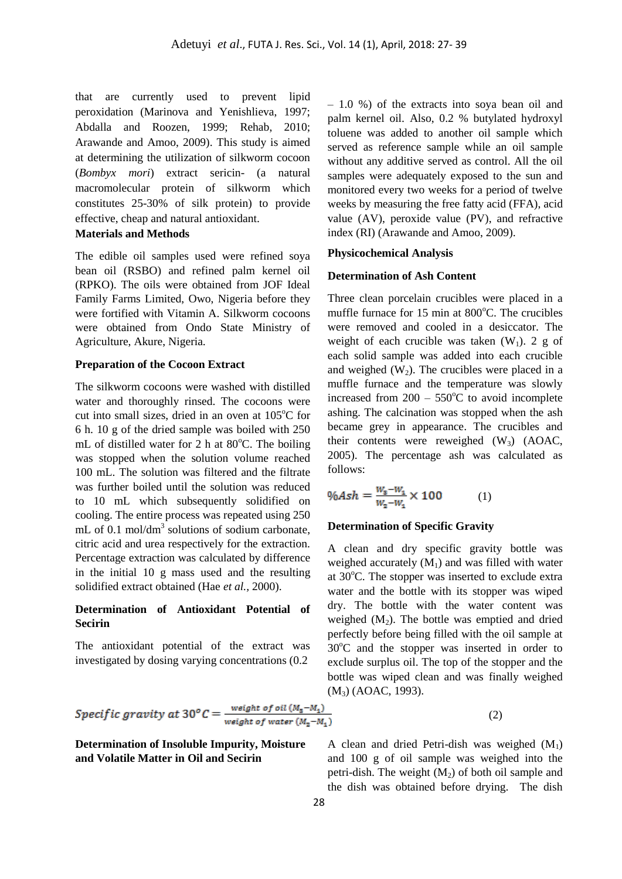that are currently used to prevent lipid peroxidation (Marinova and Yenishlieva, 1997; Abdalla and Roozen, 1999; Rehab, 2010; Arawande and Amoo, 2009). This study is aimed at determining the utilization of silkworm cocoon (*Bombyx mori*) extract sericin- (a natural macromolecular protein of silkworm which constitutes 25-30% of silk protein) to provide effective, cheap and natural antioxidant.

## Materials and Methods

The edible oil samples used were refined soya bean oil (RSBO) and refined palm kernel oil (RPKO). The oils were obtained from JOF Ideal Family Farms Limited, Owo, Nigeria before they were fortified with Vitamin A. Silkworm cocoons were obtained from Ondo State Ministry of Agriculture, Akure, Nigeria.

### Preparation of the Cocoon Extract

The silkworm cocoons were washed with distilled water and thoroughly rinsed. The cocoons were cut into small sizes, dried in an oven at 105°C for 6 h. 10 g of the dried sample was boiled with 250 mL of distilled water for 2 h at 80°C. The boiling was stopped when the solution volume reached 100 mL. The solution was filtered and the filtrate was further boiled until the solution was reduced to 10 mL which subsequently solidified on cooling. The entire process was repeated using 250 mL of 0.1 mol/dm$^3$ solutions of sodium carbonate, citric acid and urea respectively for the extraction. Percentage extraction was calculated by difference in the initial 10 g mass used and the resulting solidified extract obtained (Hae *et al.*, 2000).

### Determination of Antioxidant Potential of Secirin

The antioxidant potential of the extract was investigated by dosing varying concentrations (0.2 – 1.0 %) of the extracts into soya bean oil and palm kernel oil. Also, 0.2 % butylated hydroxyl toluene was added to another oil sample which served as reference sample while an oil sample without any additive served as control. All the oil samples were adequately exposed to the sun and monitored every two weeks for a period of twelve weeks by measuring the free fatty acid (FFA), acid value (AV), peroxide value (PV), and refractive index (RI) (Arawande and Amoo, 2009).

### Physicochemical Analysis

### Determination of Ash Content

Three clean porcelain crucibles were placed in a muffle furnace for 15 min at 800°C. The crucibles were removed and cooled in a desiccator. The weight of each crucible was taken ($W_1$). 2 g of each solid sample was added into each crucible and weighed ($W_2$). The crucibles were placed in a muffle furnace and the temperature was slowly increased from 200 – 550°C to avoid incomplete ashing. The calcination was stopped when the ash became grey in appearance. The crucibles and their contents were reweighed ($W_3$) (AOAC, 2005). The percentage ash was calculated as follows:

$$\%Ash = \frac{W_3 - W_1}{W_2 - W_1} \times 100 \qquad (1)$$

### Determination of Specific Gravity

A clean and dry specific gravity bottle was weighed accurately ($M_1$) and was filled with water at 30°C. The stopper was inserted to exclude extra water and the bottle with its stopper was wiped dry. The bottle with the water content was weighed ($M_2$). The bottle was emptied and dried perfectly before being filled with the oil sample at 30°C and the stopper was inserted in order to exclude surplus oil. The top of the stopper and the bottle was wiped clean and was finally weighed ($M_3$) (AOAC, 1993).

$$Specific\ gravity\ at\ 30^{o}C = \frac{weight\ of\ oil\ (M_3 - M_1)}{weight\ of\ water\ (M_2 - M_1)} \qquad (2)$$

### Determination of Insoluble Impurity, Moisture and Volatile Matter in Oil and Secirin

A clean and dried Petri-dish was weighed ($M_1$) and 100 g of oil sample was weighed into the petri-dish. The weight ($M_2$) of both oil sample and the dish was obtained before drying. The dish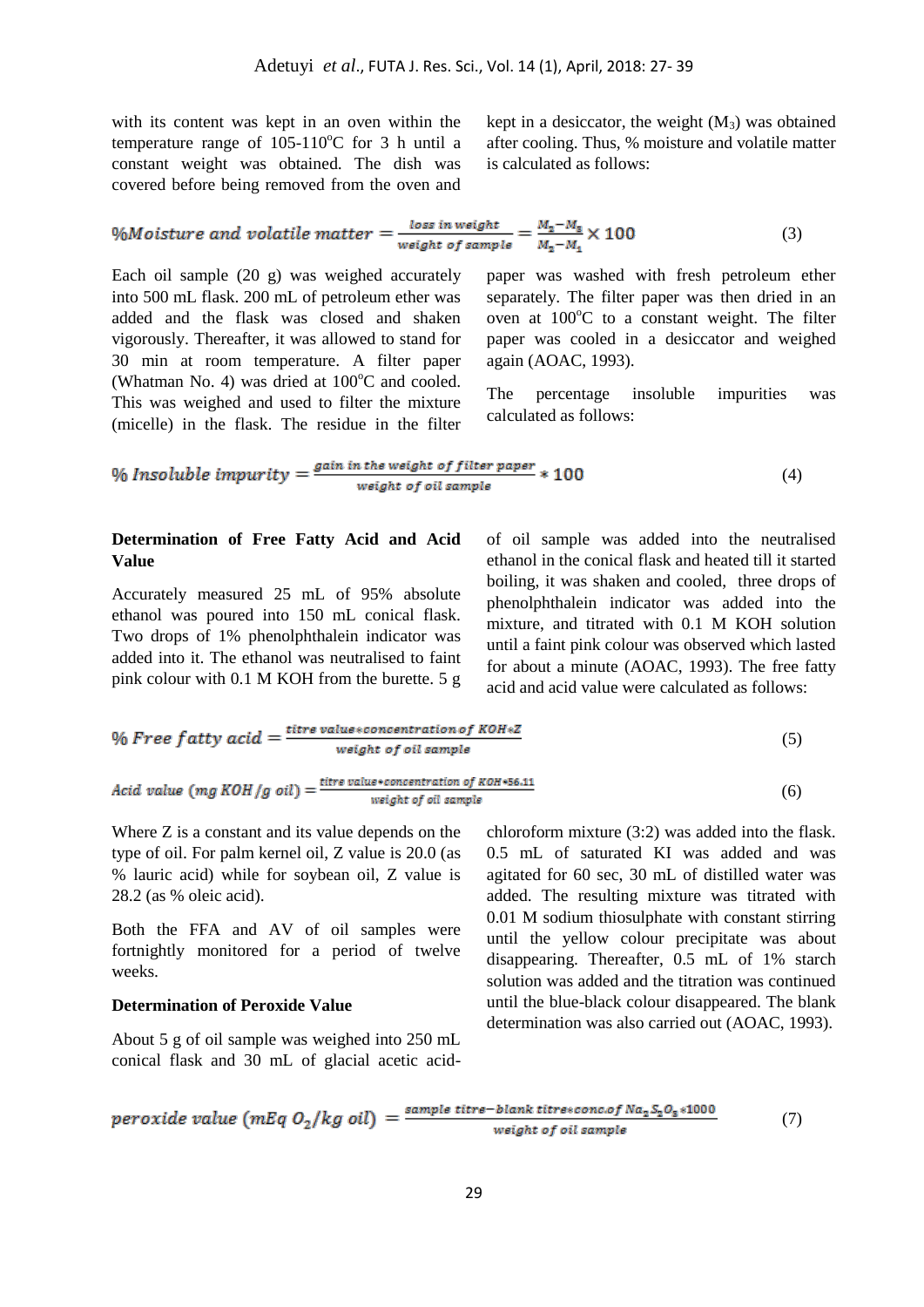with its content was kept in an oven within the temperature range of 105-110$^{o}$C for 3 h until a constant weight was obtained. The dish was covered before being removed from the oven and kept in a desiccator, the weight ($M_3$) was obtained after cooling. Thus, % moisture and volatile matter is calculated as follows:

$$\%Moisture\ and\ volatile\ matter = \frac{loss\ in\ weight}{weight\ of\ sample} = \frac{M_2 - M_3}{M_2 - M_1} \times 100 \quad (3)$$

Each oil sample (20 g) was weighed accurately into 500 mL flask. 200 mL of petroleum ether was added and the flask was closed and shaken vigorously. Thereafter, it was allowed to stand for 30 min at room temperature. A filter paper (Whatman No. 4) was dried at 100$^{o}$C and cooled. This was weighed and used to filter the mixture (micelle) in the flask. The residue in the filter paper was washed with fresh petroleum ether separately. The filter paper was then dried in an oven at 100$^{o}$C to a constant weight. The filter paper was cooled in a desiccator and weighed again (AOAC, 1993).

The percentage insoluble impurities was calculated as follows:

$$\%\ Insoluble\ impurity = \frac{gain\ in\ the\ weight\ of\ filter\ paper}{weight\ of\ oil\ sample} * 100 \quad (4)$$

**Determination of Free Fatty Acid and Acid Value**

Accurately measured 25 mL of 95% absolute ethanol was poured into 150 mL conical flask. Two drops of 1% phenolphthalein indicator was added into it. The ethanol was neutralised to faint pink colour with 0.1 M KOH from the burette. 5 g of oil sample was added into the neutralised ethanol in the conical flask and heated till it started boiling, it was shaken and cooled, three drops of phenolphthalein indicator was added into the mixture, and titrated with 0.1 M KOH solution until a faint pink colour was observed which lasted for about a minute (AOAC, 1993). The free fatty acid and acid value were calculated as follows:

$$\%\ Free\ fatty\ acid = \frac{titre\ value * concentration\ of\ KOH * Z}{weight\ of\ oil\ sample} \quad (5)$$

$$Acid\ value\ (mg\ KOH/g\ oil) = \frac{titre\ value * concentration\ of\ KOH * 56.11}{weight\ of\ oil\ sample} \quad (6)$$

Where Z is a constant and its value depends on the type of oil. For palm kernel oil, Z value is 20.0 (as % lauric acid) while for soybean oil, Z value is 28.2 (as % oleic acid).

Both the FFA and AV of oil samples were fortnightly monitored for a period of twelve weeks.

**Determination of Peroxide Value**

About 5 g of oil sample was weighed into 250 mL conical flask and 30 mL of glacial acetic acid-chloroform mixture (3:2) was added into the flask. 0.5 mL of saturated KI was added and was agitated for 60 sec, 30 mL of distilled water was added. The resulting mixture was titrated with 0.01 M sodium thiosulphate with constant stirring until the yellow colour precipitate was about disappearing. Thereafter, 0.5 mL of 1% starch solution was added and the titration was continued until the blue-black colour disappeared. The blank determination was also carried out (AOAC, 1993).

$$peroxide\ value\ (mEq\ O_2/kg\ oil) = \frac{sample\ titre - blank\ titre * conc. of\ Na_2S_2O_3 * 1000}{weight\ of\ oil\ sample} \quad (7)$$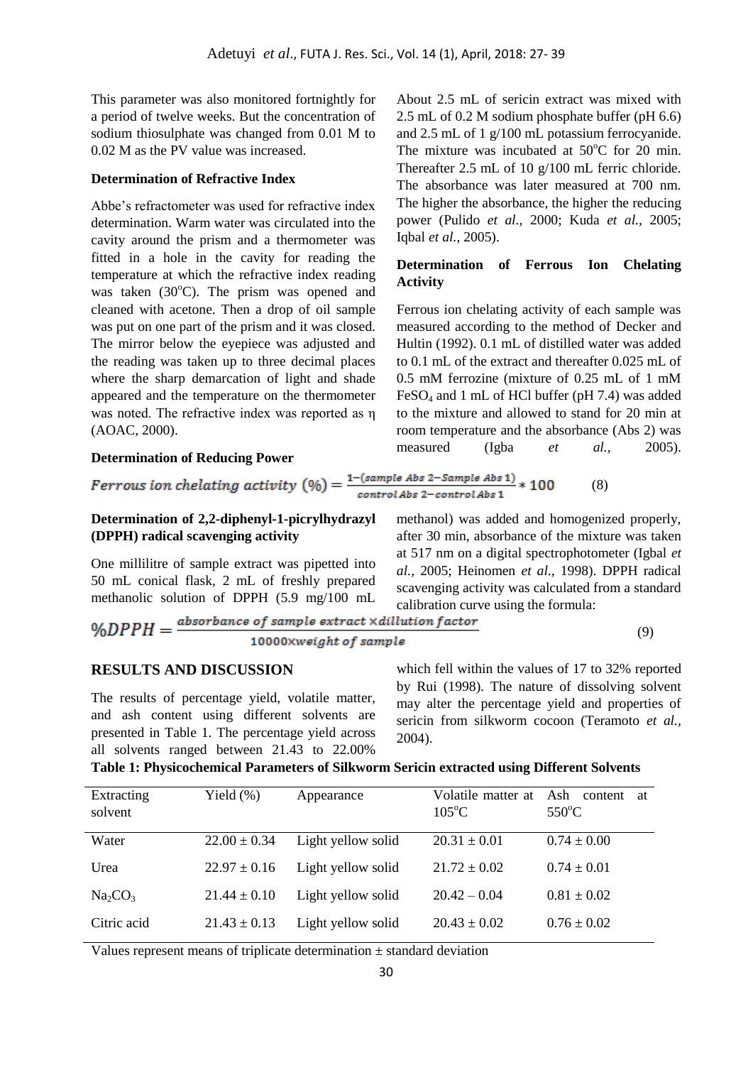This parameter was also monitored fortnightly for a period of twelve weeks. But the concentration of sodium thiosulphate was changed from 0.01 M to 0.02 M as the PV value was increased.

**Determination of Refractive Index**

Abbe's refractometer was used for refractive index determination. Warm water was circulated into the cavity around the prism and a thermometer was fitted in a hole in the cavity for reading the temperature at which the refractive index reading was taken (30°C). The prism was opened and cleaned with acetone. Then a drop of oil sample was put on one part of the prism and it was closed. The mirror below the eyepiece was adjusted and the reading was taken up to three decimal places where the sharp demarcation of light and shade appeared and the temperature on the thermometer was noted. The refractive index was reported as η (AOAC, 2000).

**Determination of Reducing Power**

About 2.5 mL of sericin extract was mixed with 2.5 mL of 0.2 M sodium phosphate buffer (pH 6.6) and 2.5 mL of 1 g/100 mL potassium ferrocyanide. The mixture was incubated at 50°C for 20 min. Thereafter 2.5 mL of 10 g/100 mL ferric chloride. The absorbance was later measured at 700 nm. The higher the absorbance, the higher the reducing power (Pulido *et al.,* 2000; Kuda *et al.,* 2005; Iqbal *et al.,* 2005).

**Determination of Ferrous Ion Chelating Activity**

Ferrous ion chelating activity of each sample was measured according to the method of Decker and Hultin (1992). 0.1 mL of distilled water was added to 0.1 mL of the extract and thereafter 0.025 mL of 0.5 mM ferrozine (mixture of 0.25 mL of 1 mM $FeSO_4$ and 1 mL of HCl buffer (pH 7.4) was added to the mixture and allowed to stand for 20 min at room temperature and the absorbance (Abs 2) was measured (Igba *et al.,* 2005).

$$Ferrous\ ion\ chelating\ activity\ (\%) = \frac{1-(sample\ Abs\ 2 - Sample\ Abs\ 1)}{control\ Abs\ 2 - control\ Abs\ 1} * 100 \quad (8)$$

**Determination of 2,2-diphenyl-1-picrylhydrazyl (DPPH) radical scavenging activity**

One millilitre of sample extract was pipetted into 50 mL conical flask, 2 mL of freshly prepared methanolic solution of DPPH (5.9 mg/100 mL methanol) was added and homogenized properly, after 30 min, absorbance of the mixture was taken at 517 nm on a digital spectrophotometer (Igbal *et al.,* 2005; Heinomen *et al.,* 1998). DPPH radical scavenging activity was calculated from a standard calibration curve using the formula:

$$\%DPPH = \frac{absorbance\ of\ sample\ extract \times dilution\ factor}{10000 \times weight\ of\ sample} \quad (9)$$

## RESULTS AND DISCUSSION

The results of percentage yield, volatile matter, and ash content using different solvents are presented in Table 1. The percentage yield across all solvents ranged between 21.43 to 22.00% which fell within the values of 17 to 32% reported by Rui (1998). The nature of dissolving solvent may alter the percentage yield and properties of sericin from silkworm cocoon (Teramoto *et al.,* 2004).

**Table 1: Physicochemical Parameters of Silkworm Sericin extracted using Different Solvents**

| Extracting solvent | Yield (%) | Appearance | Volatile matter at 105°C | Ash content at 550°C |
|---|---|---|---|---|
| Water | 22.00 ± 0.34 | Light yellow solid | 20.31 ± 0.01 | 0.74 ± 0.00 |
| Urea | 22.97 ± 0.16 | Light yellow solid | 21.72 ± 0.02 | 0.74 ± 0.01 |
| $Na_2CO_3$ | 21.44 ± 0.10 | Light yellow solid | 20.42 – 0.04 | 0.81 ± 0.02 |
| Citric acid | 21.43 ± 0.13 | Light yellow solid | 20.43 ± 0.02 | 0.76 ± 0.02 |

Values represent means of triplicate determination ± standard deviation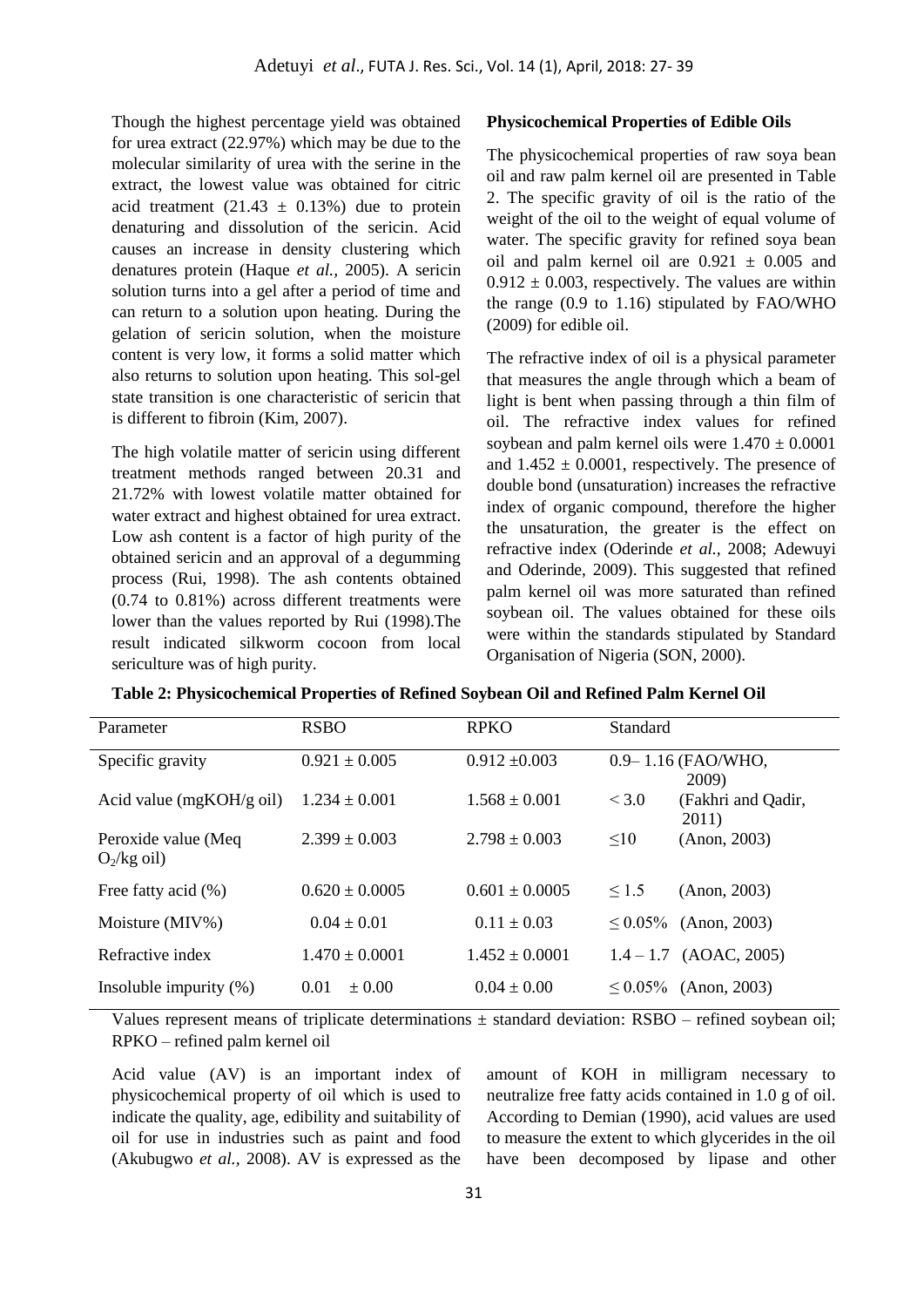Though the highest percentage yield was obtained for urea extract (22.97%) which may be due to the molecular similarity of urea with the serine in the extract, the lowest value was obtained for citric acid treatment (21.43 ± 0.13%) due to protein denaturing and dissolution of the sericin. Acid causes an increase in density clustering which denatures protein (Haque *et al.,* 2005). A sericin solution turns into a gel after a period of time and can return to a solution upon heating. During the gelation of sericin solution, when the moisture content is very low, it forms a solid matter which also returns to solution upon heating. This sol-gel state transition is one characteristic of sericin that is different to fibroin (Kim, 2007).

The high volatile matter of sericin using different treatment methods ranged between 20.31 and 21.72% with lowest volatile matter obtained for water extract and highest obtained for urea extract. Low ash content is a factor of high purity of the obtained sericin and an approval of a degumming process (Rui, 1998). The ash contents obtained (0.74 to 0.81%) across different treatments were lower than the values reported by Rui (1998).The result indicated silkworm cocoon from local sericulture was of high purity.

**Physicochemical Properties of Edible Oils**

The physicochemical properties of raw soya bean oil and raw palm kernel oil are presented in Table 2. The specific gravity of oil is the ratio of the weight of the oil to the weight of equal volume of water. The specific gravity for refined soya bean oil and palm kernel oil are 0.921 ± 0.005 and 0.912 ± 0.003, respectively. The values are within the range (0.9 to 1.16) stipulated by FAO/WHO (2009) for edible oil.

The refractive index of oil is a physical parameter that measures the angle through which a beam of light is bent when passing through a thin film of oil. The refractive index values for refined soybean and palm kernel oils were 1.470 ± 0.0001 and 1.452 ± 0.0001, respectively. The presence of double bond (unsaturation) increases the refractive index of organic compound, therefore the higher the unsaturation, the greater is the effect on refractive index (Oderinde *et al.,* 2008; Adewuyi and Oderinde, 2009). This suggested that refined palm kernel oil was more saturated than refined soybean oil. The values obtained for these oils were within the standards stipulated by Standard Organisation of Nigeria (SON, 2000).

**Table 2: Physicochemical Properties of Refined Soybean Oil and Refined Palm Kernel Oil**

| Parameter | RSBO | RPKO | Standard | |
|---|---|---|---|---|
| Specific gravity | 0.921 ± 0.005 | 0.912 ±0.003 | 0.9– 1.16 | (FAO/WHO, 2009) |
| Acid value (mgKOH/g oil) | 1.234 ± 0.001 | 1.568 ± 0.001 | < 3.0 | (Fakhri and Qadir, 2011) |
| Peroxide value (Meq $O_2$/kg oil) | 2.399 ± 0.003 | 2.798 ± 0.003 | ≤10 | (Anon, 2003) |
| Free fatty acid (%) | 0.620 ± 0.0005 | 0.601 ± 0.0005 | ≤ 1.5 | (Anon, 2003) |
| Moisture (MIV%) | 0.04 ± 0.01 | 0.11 ± 0.03 | ≤ 0.05% | (Anon, 2003) |
| Refractive index | 1.470 ± 0.0001 | 1.452 ± 0.0001 | 1.4 – 1.7 | (AOAC, 2005) |
| Insoluble impurity (%) | 0.01 ± 0.00 | 0.04 ± 0.00 | ≤ 0.05% | (Anon, 2003) |

Values represent means of triplicate determinations ± standard deviation: RSBO – refined soybean oil; RPKO – refined palm kernel oil

Acid value (AV) is an important index of physicochemical property of oil which is used to indicate the quality, age, edibility and suitability of oil for use in industries such as paint and food (Akubugwo *et al.,* 2008). AV is expressed as the amount of KOH in milligram necessary to neutralize free fatty acids contained in 1.0 g of oil. According to Demian (1990), acid values are used to measure the extent to which glycerides in the oil have been decomposed by lipase and other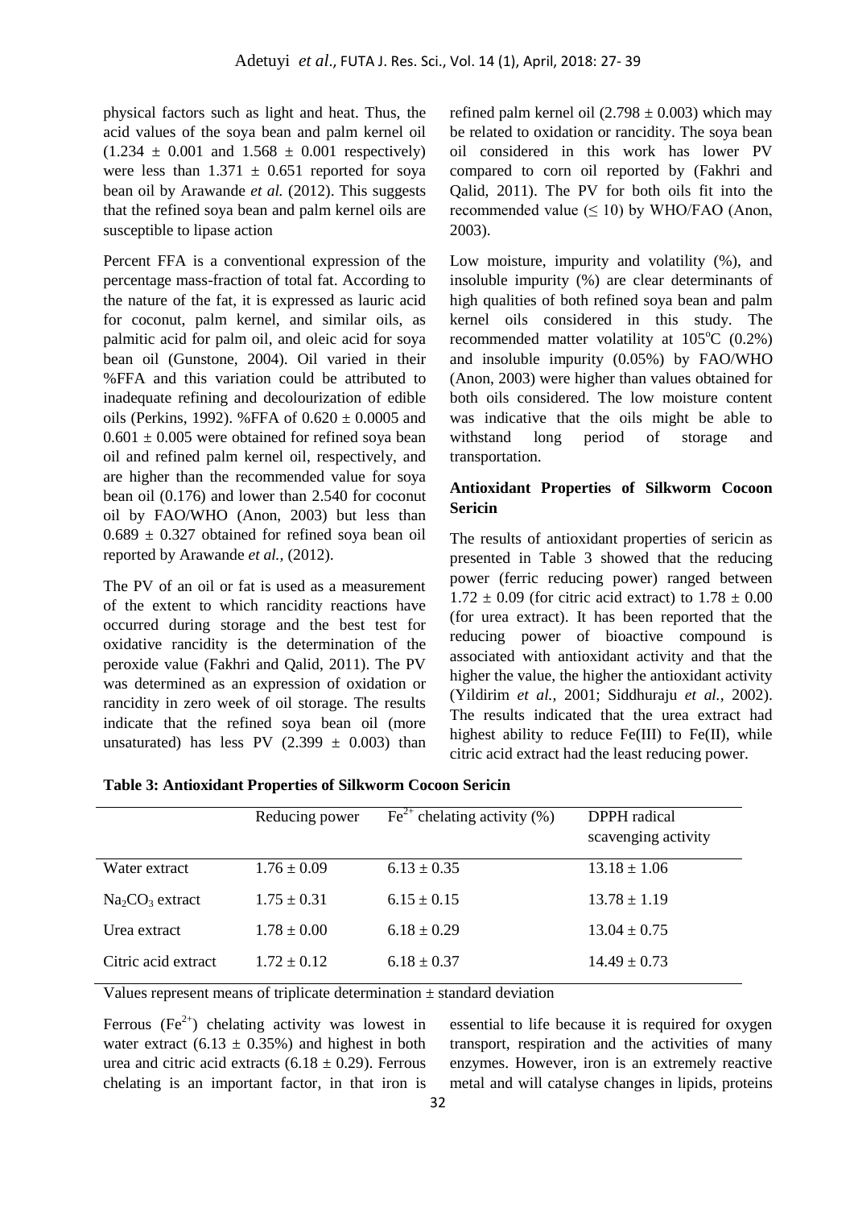physical factors such as light and heat. Thus, the acid values of the soya bean and palm kernel oil (1.234 ± 0.001 and 1.568 ± 0.001 respectively) were less than 1.371 ± 0.651 reported for soya bean oil by Arawande *et al.* (2012). This suggests that the refined soya bean and palm kernel oils are susceptible to lipase action

Percent FFA is a conventional expression of the percentage mass-fraction of total fat. According to the nature of the fat, it is expressed as lauric acid for coconut, palm kernel, and similar oils, as palmitic acid for palm oil, and oleic acid for soya bean oil (Gunstone, 2004). Oil varied in their %FFA and this variation could be attributed to inadequate refining and decolourization of edible oils (Perkins, 1992). %FFA of 0.620 ± 0.0005 and 0.601 ± 0.005 were obtained for refined soya bean oil and refined palm kernel oil, respectively, and are higher than the recommended value for soya bean oil (0.176) and lower than 2.540 for coconut oil by FAO/WHO (Anon, 2003) but less than 0.689 ± 0.327 obtained for refined soya bean oil reported by Arawande *et al.*, (2012).

The PV of an oil or fat is used as a measurement of the extent to which rancidity reactions have occurred during storage and the best test for oxidative rancidity is the determination of the peroxide value (Fakhri and Qalid, 2011). The PV was determined as an expression of oxidation or rancidity in zero week of oil storage. The results indicate that the refined soya bean oil (more unsaturated) has less PV (2.399 ± 0.003) than refined palm kernel oil (2.798 ± 0.003) which may be related to oxidation or rancidity. The soya bean oil considered in this work has lower PV compared to corn oil reported by (Fakhri and Qalid, 2011). The PV for both oils fit into the recommended value (≤ 10) by WHO/FAO (Anon, 2003).

Low moisture, impurity and volatility (%), and insoluble impurity (%) are clear determinants of high qualities of both refined soya bean and palm kernel oils considered in this study. The recommended matter volatility at 105°C (0.2%) and insoluble impurity (0.05%) by FAO/WHO (Anon, 2003) were higher than values obtained for both oils considered. The low moisture content was indicative that the oils might be able to withstand long period of storage and transportation.

**Antioxidant Properties of Silkworm Cocoon Sericin**

The results of antioxidant properties of sericin as presented in Table 3 showed that the reducing power (ferric reducing power) ranged between 1.72 ± 0.09 (for citric acid extract) to 1.78 ± 0.00 (for urea extract). It has been reported that the reducing power of bioactive compound is associated with antioxidant activity and that the higher the value, the higher the antioxidant activity (Yildirim *et al.*, 2001; Siddhuraju *et al.*, 2002). The results indicated that the urea extract had highest ability to reduce Fe(III) to Fe(II), while citric acid extract had the least reducing power.

**Table 3: Antioxidant Properties of Silkworm Cocoon Sericin**

| | Reducing power | $Fe^{2+}$ chelating activity (%) | DPPH radical scavenging activity |
|---|---|---|---|
| Water extract | 1.76 ± 0.09 | 6.13 ± 0.35 | 13.18 ± 1.06 |
| $Na_2CO_3$ extract | 1.75 ± 0.31 | 6.15 ± 0.15 | 13.78 ± 1.19 |
| Urea extract | 1.78 ± 0.00 | 6.18 ± 0.29 | 13.04 ± 0.75 |
| Citric acid extract | 1.72 ± 0.12 | 6.18 ± 0.37 | 14.49 ± 0.73 |

Values represent means of triplicate determination ± standard deviation

Ferrous ($Fe^{2+}$) chelating activity was lowest in water extract (6.13 ± 0.35%) and highest in both urea and citric acid extracts (6.18 ± 0.29). Ferrous chelating is an important factor, in that iron is essential to life because it is required for oxygen transport, respiration and the activities of many enzymes. However, iron is an extremely reactive metal and will catalyse changes in lipids, proteins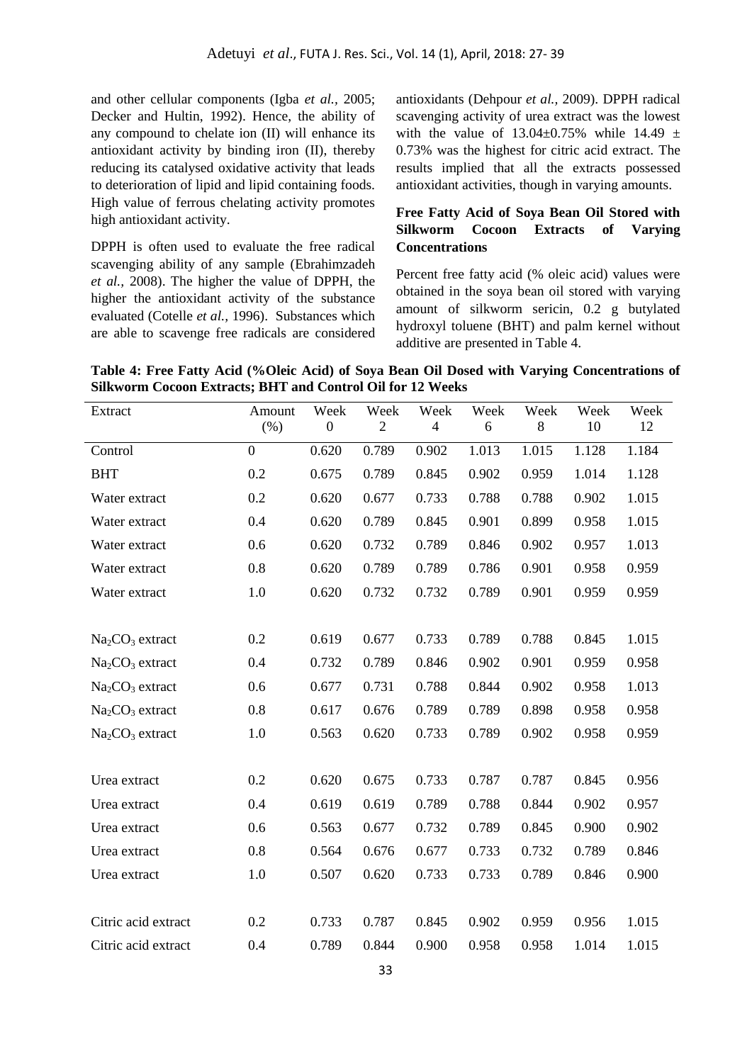and other cellular components (Igba *et al.*, 2005; Decker and Hultin, 1992). Hence, the ability of any compound to chelate ion (II) will enhance its antioxidant activity by binding iron (II), thereby reducing its catalysed oxidative activity that leads to deterioration of lipid and lipid containing foods. High value of ferrous chelating activity promotes high antioxidant activity.

DPPH is often used to evaluate the free radical scavenging ability of any sample (Ebrahimzadeh *et al.*, 2008). The higher the value of DPPH, the higher the antioxidant activity of the substance evaluated (Cotelle *et al.*, 1996). Substances which are able to scavenge free radicals are considered antioxidants (Dehpour *et al.*, 2009). DPPH radical scavenging activity of urea extract was the lowest with the value of 13.04±0.75% while 14.49 ± 0.73% was the highest for citric acid extract. The results implied that all the extracts possessed antioxidant activities, though in varying amounts.

### Free Fatty Acid of Soya Bean Oil Stored with Silkworm Cocoon Extracts of Varying Concentrations

Percent free fatty acid (% oleic acid) values were obtained in the soya bean oil stored with varying amount of silkworm sericin, 0.2 g butylated hydroxyl toluene (BHT) and palm kernel without additive are presented in Table 4.

**Table 4: Free Fatty Acid (%Oleic Acid) of Soya Bean Oil Dosed with Varying Concentrations of Silkworm Cocoon Extracts; BHT and Control Oil for 12 Weeks**

| Extract | Amount (%) | Week 0 | Week 2 | Week 4 | Week 6 | Week 8 | Week 10 | Week 12 |
|---|---|---|---|---|---|---|---|---|
| Control | 0 | 0.620 | 0.789 | 0.902 | 1.013 | 1.015 | 1.128 | 1.184 |
| BHT | 0.2 | 0.675 | 0.789 | 0.845 | 0.902 | 0.959 | 1.014 | 1.128 |
| Water extract | 0.2 | 0.620 | 0.677 | 0.733 | 0.788 | 0.788 | 0.902 | 1.015 |
| Water extract | 0.4 | 0.620 | 0.789 | 0.845 | 0.901 | 0.899 | 0.958 | 1.015 |
| Water extract | 0.6 | 0.620 | 0.732 | 0.789 | 0.846 | 0.902 | 0.957 | 1.013 |
| Water extract | 0.8 | 0.620 | 0.789 | 0.789 | 0.786 | 0.901 | 0.958 | 0.959 |
| Water extract | 1.0 | 0.620 | 0.732 | 0.732 | 0.789 | 0.901 | 0.959 | 0.959 |
| $Na_2CO_3$ extract | 0.2 | 0.619 | 0.677 | 0.733 | 0.789 | 0.788 | 0.845 | 1.015 |
| $Na_2CO_3$ extract | 0.4 | 0.732 | 0.789 | 0.846 | 0.902 | 0.901 | 0.959 | 0.958 |
| $Na_2CO_3$ extract | 0.6 | 0.677 | 0.731 | 0.788 | 0.844 | 0.902 | 0.958 | 1.013 |
| $Na_2CO_3$ extract | 0.8 | 0.617 | 0.676 | 0.789 | 0.789 | 0.898 | 0.958 | 0.958 |
| $Na_2CO_3$ extract | 1.0 | 0.563 | 0.620 | 0.733 | 0.789 | 0.902 | 0.958 | 0.959 |
| Urea extract | 0.2 | 0.620 | 0.675 | 0.733 | 0.787 | 0.787 | 0.845 | 0.956 |
| Urea extract | 0.4 | 0.619 | 0.619 | 0.789 | 0.788 | 0.844 | 0.902 | 0.957 |
| Urea extract | 0.6 | 0.563 | 0.677 | 0.732 | 0.789 | 0.845 | 0.900 | 0.902 |
| Urea extract | 0.8 | 0.564 | 0.676 | 0.677 | 0.733 | 0.732 | 0.789 | 0.846 |
| Urea extract | 1.0 | 0.507 | 0.620 | 0.733 | 0.733 | 0.789 | 0.846 | 0.900 |
| Citric acid extract | 0.2 | 0.733 | 0.787 | 0.845 | 0.902 | 0.959 | 0.956 | 1.015 |
| Citric acid extract | 0.4 | 0.789 | 0.844 | 0.900 | 0.958 | 0.958 | 1.014 | 1.015 |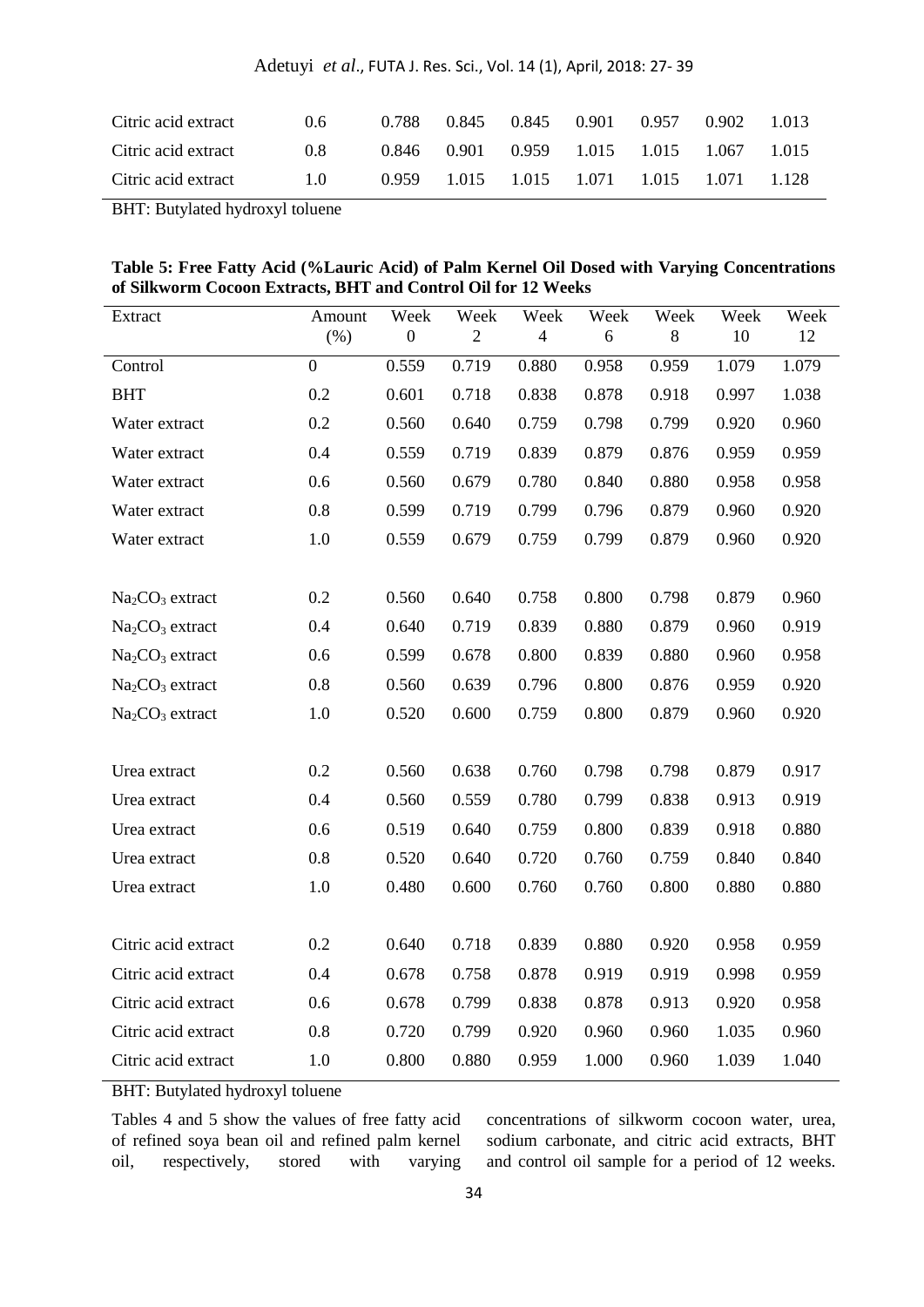| Citric acid extract | 0.6 | 0.788 | 0.845 | 0.845 | 0.901 | 0.957 | 0.902 | 1.013 |
|---|---|---|---|---|---|---|---|---|
| Citric acid extract | 0.8 | 0.846 | 0.901 | 0.959 | 1.015 | 1.015 | 1.067 | 1.015 |
| Citric acid extract | 1.0 | 0.959 | 1.015 | 1.015 | 1.071 | 1.015 | 1.071 | 1.128 |

BHT: Butylated hydroxyl toluene

**Table 5: Free Fatty Acid (%Lauric Acid) of Palm Kernel Oil Dosed with Varying Concentrations of Silkworm Cocoon Extracts, BHT and Control Oil for 12 Weeks**

| Extract | Amount (%) | Week 0 | Week 2 | Week 4 | Week 6 | Week 8 | Week 10 | Week 12 |
|---|---|---|---|---|---|---|---|---|
| Control | 0 | 0.559 | 0.719 | 0.880 | 0.958 | 0.959 | 1.079 | 1.079 |
| BHT | 0.2 | 0.601 | 0.718 | 0.838 | 0.878 | 0.918 | 0.997 | 1.038 |
| Water extract | 0.2 | 0.560 | 0.640 | 0.759 | 0.798 | 0.799 | 0.920 | 0.960 |
| Water extract | 0.4 | 0.559 | 0.719 | 0.839 | 0.879 | 0.876 | 0.959 | 0.959 |
| Water extract | 0.6 | 0.560 | 0.679 | 0.780 | 0.840 | 0.880 | 0.958 | 0.958 |
| Water extract | 0.8 | 0.599 | 0.719 | 0.799 | 0.796 | 0.879 | 0.960 | 0.920 |
| Water extract | 1.0 | 0.559 | 0.679 | 0.759 | 0.799 | 0.879 | 0.960 | 0.920 |
| $Na_2CO_3$ extract | 0.2 | 0.560 | 0.640 | 0.758 | 0.800 | 0.798 | 0.879 | 0.960 |
| $Na_2CO_3$ extract | 0.4 | 0.640 | 0.719 | 0.839 | 0.880 | 0.879 | 0.960 | 0.919 |
| $Na_2CO_3$ extract | 0.6 | 0.599 | 0.678 | 0.800 | 0.839 | 0.880 | 0.960 | 0.958 |
| $Na_2CO_3$ extract | 0.8 | 0.560 | 0.639 | 0.796 | 0.800 | 0.876 | 0.959 | 0.920 |
| $Na_2CO_3$ extract | 1.0 | 0.520 | 0.600 | 0.759 | 0.800 | 0.879 | 0.960 | 0.920 |
| Urea extract | 0.2 | 0.560 | 0.638 | 0.760 | 0.798 | 0.798 | 0.879 | 0.917 |
| Urea extract | 0.4 | 0.560 | 0.559 | 0.780 | 0.799 | 0.838 | 0.913 | 0.919 |
| Urea extract | 0.6 | 0.519 | 0.640 | 0.759 | 0.800 | 0.839 | 0.918 | 0.880 |
| Urea extract | 0.8 | 0.520 | 0.640 | 0.720 | 0.760 | 0.759 | 0.840 | 0.840 |
| Urea extract | 1.0 | 0.480 | 0.600 | 0.760 | 0.760 | 0.800 | 0.880 | 0.880 |
| Citric acid extract | 0.2 | 0.640 | 0.718 | 0.839 | 0.880 | 0.920 | 0.958 | 0.959 |
| Citric acid extract | 0.4 | 0.678 | 0.758 | 0.878 | 0.919 | 0.919 | 0.998 | 0.959 |
| Citric acid extract | 0.6 | 0.678 | 0.799 | 0.838 | 0.878 | 0.913 | 0.920 | 0.958 |
| Citric acid extract | 0.8 | 0.720 | 0.799 | 0.920 | 0.960 | 0.960 | 1.035 | 0.960 |
| Citric acid extract | 1.0 | 0.800 | 0.880 | 0.959 | 1.000 | 0.960 | 1.039 | 1.040 |

BHT: Butylated hydroxyl toluene

Tables 4 and 5 show the values of free fatty acid of refined soya bean oil and refined palm kernel oil, respectively, stored with varying concentrations of silkworm cocoon water, urea, sodium carbonate, and citric acid extracts, BHT and control oil sample for a period of 12 weeks.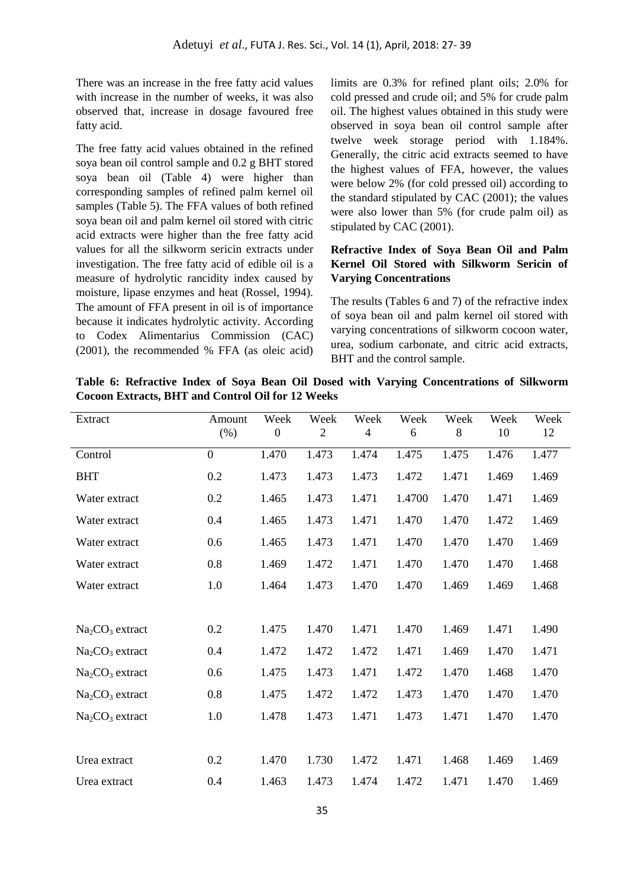There was an increase in the free fatty acid values with increase in the number of weeks, it was also observed that, increase in dosage favoured free fatty acid.

The free fatty acid values obtained in the refined soya bean oil control sample and 0.2 g BHT stored soya bean oil (Table 4) were higher than corresponding samples of refined palm kernel oil samples (Table 5). The FFA values of both refined soya bean oil and palm kernel oil stored with citric acid extracts were higher than the free fatty acid values for all the silkworm sericin extracts under investigation. The free fatty acid of edible oil is a measure of hydrolytic rancidity index caused by moisture, lipase enzymes and heat (Rossel, 1994). The amount of FFA present in oil is of importance because it indicates hydrolytic activity. According to Codex Alimentarius Commission (CAC) (2001), the recommended % FFA (as oleic acid) limits are 0.3% for refined plant oils; 2.0% for cold pressed and crude oil; and 5% for crude palm oil. The highest values obtained in this study were observed in soya bean oil control sample after twelve week storage period with 1.184%. Generally, the citric acid extracts seemed to have the highest values of FFA, however, the values were below 2% (for cold pressed oil) according to the standard stipulated by CAC (2001); the values were also lower than 5% (for crude palm oil) as stipulated by CAC (2001).

**Refractive Index of Soya Bean Oil and Palm Kernel Oil Stored with Silkworm Sericin of Varying Concentrations**

The results (Tables 6 and 7) of the refractive index of soya bean oil and palm kernel oil stored with varying concentrations of silkworm cocoon water, urea, sodium carbonate, and citric acid extracts, BHT and the control sample.

**Table 6: Refractive Index of Soya Bean Oil Dosed with Varying Concentrations of Silkworm Cocoon Extracts, BHT and Control Oil for 12 Weeks**

| Extract | Amount (%) | Week 0 | Week 2 | Week 4 | Week 6 | Week 8 | Week 10 | Week 12 |
|---|---|---|---|---|---|---|---|---|
| Control | 0 | 1.470 | 1.473 | 1.474 | 1.475 | 1.475 | 1.476 | 1.477 |
| BHT | 0.2 | 1.473 | 1.473 | 1.473 | 1.472 | 1.471 | 1.469 | 1.469 |
| Water extract | 0.2 | 1.465 | 1.473 | 1.471 | 1.4700 | 1.470 | 1.471 | 1.469 |
| Water extract | 0.4 | 1.465 | 1.473 | 1.471 | 1.470 | 1.470 | 1.472 | 1.469 |
| Water extract | 0.6 | 1.465 | 1.473 | 1.471 | 1.470 | 1.470 | 1.470 | 1.469 |
| Water extract | 0.8 | 1.469 | 1.472 | 1.471 | 1.470 | 1.470 | 1.470 | 1.468 |
| Water extract | 1.0 | 1.464 | 1.473 | 1.470 | 1.470 | 1.469 | 1.469 | 1.468 |
| $Na_2CO_3$ extract | 0.2 | 1.475 | 1.470 | 1.471 | 1.470 | 1.469 | 1.471 | 1.490 |
| $Na_2CO_3$ extract | 0.4 | 1.472 | 1.472 | 1.472 | 1.471 | 1.469 | 1.470 | 1.471 |
| $Na_2CO_3$ extract | 0.6 | 1.475 | 1.473 | 1.471 | 1.472 | 1.470 | 1.468 | 1.470 |
| $Na_2CO_3$ extract | 0.8 | 1.475 | 1.472 | 1.472 | 1.473 | 1.470 | 1.470 | 1.470 |
| $Na_2CO_3$ extract | 1.0 | 1.478 | 1.473 | 1.471 | 1.473 | 1.471 | 1.470 | 1.470 |
| Urea extract | 0.2 | 1.470 | 1.730 | 1.472 | 1.471 | 1.468 | 1.469 | 1.469 |
| Urea extract | 0.4 | 1.463 | 1.473 | 1.474 | 1.472 | 1.471 | 1.470 | 1.469 |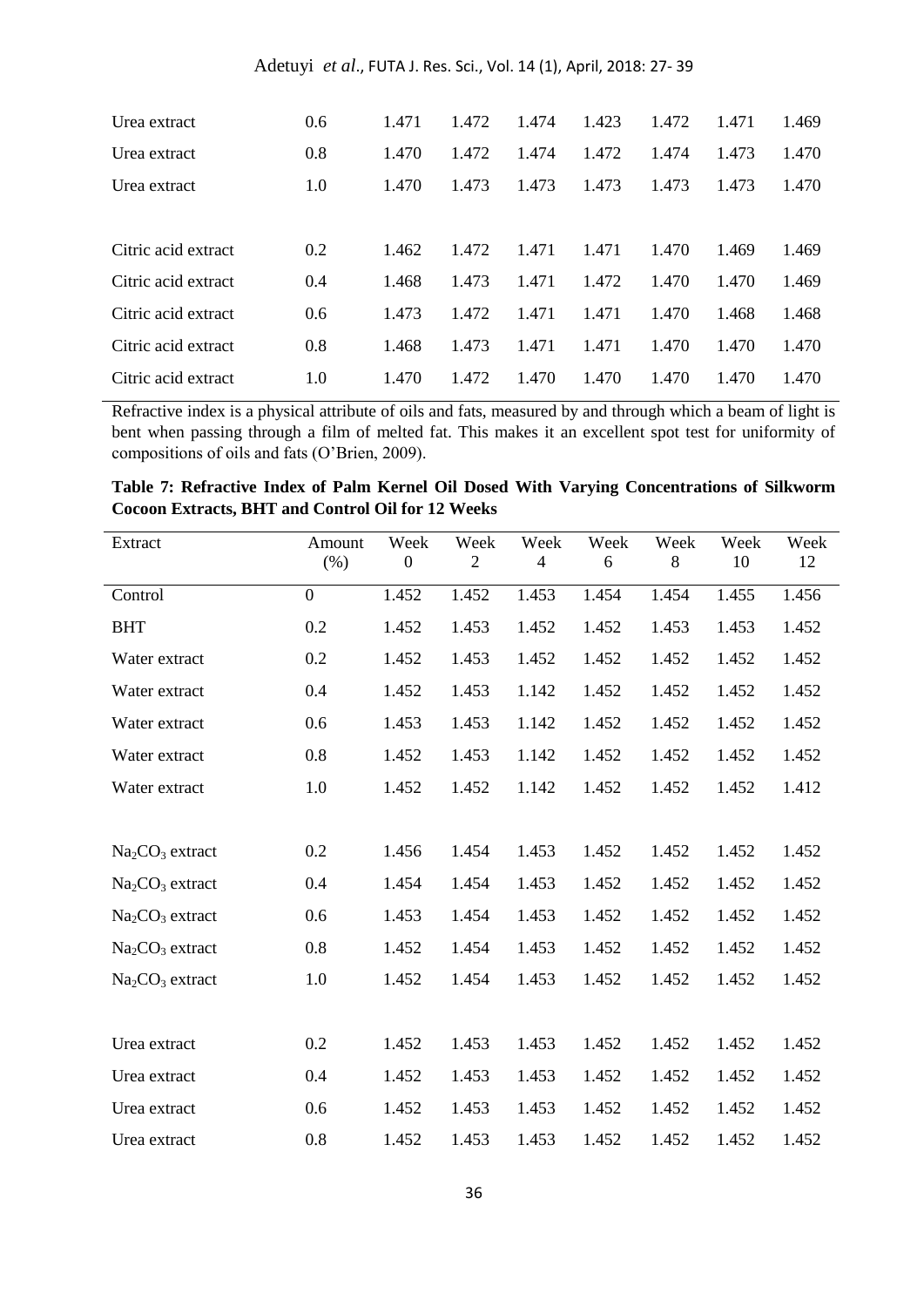| | | | | | | | | |
|---|---|---|---|---|---|---|---|---|
| Urea extract | 0.6 | 1.471 | 1.472 | 1.474 | 1.423 | 1.472 | 1.471 | 1.469 |
| Urea extract | 0.8 | 1.470 | 1.472 | 1.474 | 1.472 | 1.474 | 1.473 | 1.470 |
| Urea extract | 1.0 | 1.470 | 1.473 | 1.473 | 1.473 | 1.473 | 1.473 | 1.470 |
| | | | | | | | | |
| Citric acid extract | 0.2 | 1.462 | 1.472 | 1.471 | 1.471 | 1.470 | 1.469 | 1.469 |
| Citric acid extract | 0.4 | 1.468 | 1.473 | 1.471 | 1.472 | 1.470 | 1.470 | 1.469 |
| Citric acid extract | 0.6 | 1.473 | 1.472 | 1.471 | 1.471 | 1.470 | 1.468 | 1.468 |
| Citric acid extract | 0.8 | 1.468 | 1.473 | 1.471 | 1.471 | 1.470 | 1.470 | 1.470 |
| Citric acid extract | 1.0 | 1.470 | 1.472 | 1.470 | 1.470 | 1.470 | 1.470 | 1.470 |

Refractive index is a physical attribute of oils and fats, measured by and through which a beam of light is bent when passing through a film of melted fat. This makes it an excellent spot test for uniformity of compositions of oils and fats (O'Brien, 2009).

**Table 7: Refractive Index of Palm Kernel Oil Dosed With Varying Concentrations of Silkworm Cocoon Extracts, BHT and Control Oil for 12 Weeks**

| Extract | Amount (%) | Week 0 | Week 2 | Week 4 | Week 6 | Week 8 | Week 10 | Week 12 |
|---|---|---|---|---|---|---|---|---|
| Control | 0 | 1.452 | 1.452 | 1.453 | 1.454 | 1.454 | 1.455 | 1.456 |
| BHT | 0.2 | 1.452 | 1.453 | 1.452 | 1.452 | 1.453 | 1.453 | 1.452 |
| Water extract | 0.2 | 1.452 | 1.453 | 1.452 | 1.452 | 1.452 | 1.452 | 1.452 |
| Water extract | 0.4 | 1.452 | 1.453 | 1.142 | 1.452 | 1.452 | 1.452 | 1.452 |
| Water extract | 0.6 | 1.453 | 1.453 | 1.142 | 1.452 | 1.452 | 1.452 | 1.452 |
| Water extract | 0.8 | 1.452 | 1.453 | 1.142 | 1.452 | 1.452 | 1.452 | 1.452 |
| Water extract | 1.0 | 1.452 | 1.452 | 1.142 | 1.452 | 1.452 | 1.452 | 1.412 |
| | | | | | | | | |
| $Na_2CO_3$ extract | 0.2 | 1.456 | 1.454 | 1.453 | 1.452 | 1.452 | 1.452 | 1.452 |
| $Na_2CO_3$ extract | 0.4 | 1.454 | 1.454 | 1.453 | 1.452 | 1.452 | 1.452 | 1.452 |
| $Na_2CO_3$ extract | 0.6 | 1.453 | 1.454 | 1.453 | 1.452 | 1.452 | 1.452 | 1.452 |
| $Na_2CO_3$ extract | 0.8 | 1.452 | 1.454 | 1.453 | 1.452 | 1.452 | 1.452 | 1.452 |
| $Na_2CO_3$ extract | 1.0 | 1.452 | 1.454 | 1.453 | 1.452 | 1.452 | 1.452 | 1.452 |
| | | | | | | | | |
| Urea extract | 0.2 | 1.452 | 1.453 | 1.453 | 1.452 | 1.452 | 1.452 | 1.452 |
| Urea extract | 0.4 | 1.452 | 1.453 | 1.453 | 1.452 | 1.452 | 1.452 | 1.452 |
| Urea extract | 0.6 | 1.452 | 1.453 | 1.453 | 1.452 | 1.452 | 1.452 | 1.452 |
| Urea extract | 0.8 | 1.452 | 1.453 | 1.453 | 1.452 | 1.452 | 1.452 | 1.452 |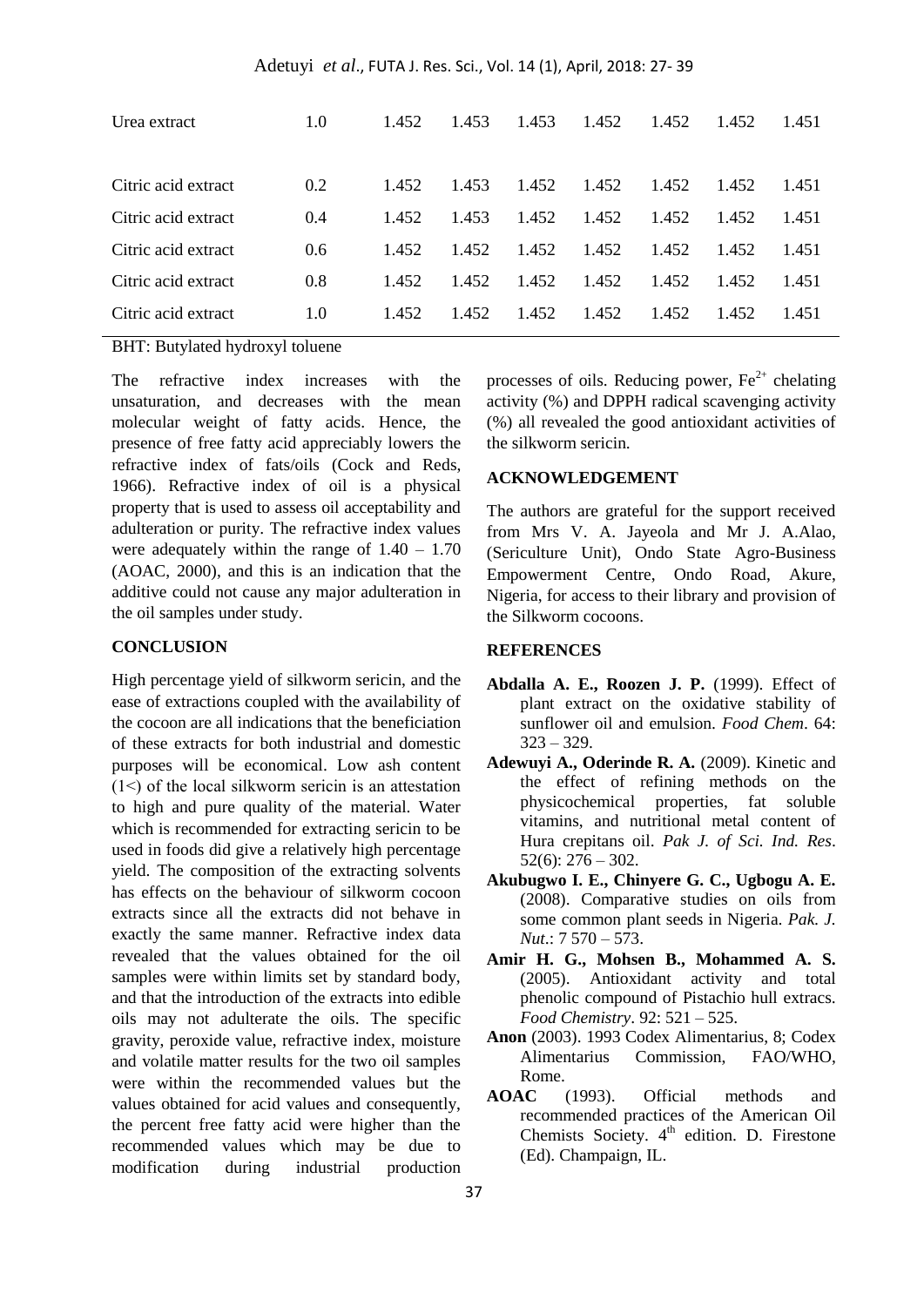| | | | | | | | | |
|---|---|---|---|---|---|---|---|---|
| Urea extract | 1.0 | 1.452 | 1.453 | 1.453 | 1.452 | 1.452 | 1.452 | 1.451 |
| Citric acid extract | 0.2 | 1.452 | 1.453 | 1.452 | 1.452 | 1.452 | 1.452 | 1.451 |
| Citric acid extract | 0.4 | 1.452 | 1.453 | 1.452 | 1.452 | 1.452 | 1.452 | 1.451 |
| Citric acid extract | 0.6 | 1.452 | 1.452 | 1.452 | 1.452 | 1.452 | 1.452 | 1.451 |
| Citric acid extract | 0.8 | 1.452 | 1.452 | 1.452 | 1.452 | 1.452 | 1.452 | 1.451 |
| Citric acid extract | 1.0 | 1.452 | 1.452 | 1.452 | 1.452 | 1.452 | 1.452 | 1.451 |

BHT: Butylated hydroxyl toluene

The refractive index increases with the unsaturation, and decreases with the mean molecular weight of fatty acids. Hence, the presence of free fatty acid appreciably lowers the refractive index of fats/oils (Cock and Reds, 1966). Refractive index of oil is a physical property that is used to assess oil acceptability and adulteration or purity. The refractive index values were adequately within the range of 1.40 – 1.70 (AOAC, 2000), and this is an indication that the additive could not cause any major adulteration in the oil samples under study.

## CONCLUSION

High percentage yield of silkworm sericin, and the ease of extractions coupled with the availability of the cocoon are all indications that the beneficiation of these extracts for both industrial and domestic purposes will be economical. Low ash content (1<) of the local silkworm sericin is an attestation to high and pure quality of the material. Water which is recommended for extracting sericin to be used in foods did give a relatively high percentage yield. The composition of the extracting solvents has effects on the behaviour of silkworm cocoon extracts since all the extracts did not behave in exactly the same manner. Refractive index data revealed that the values obtained for the oil samples were within limits set by standard body, and that the introduction of the extracts into edible oils may not adulterate the oils. The specific gravity, peroxide value, refractive index, moisture and volatile matter results for the two oil samples were within the recommended values but the values obtained for acid values and consequently, the percent free fatty acid were higher than the recommended values which may be due to modification during industrial production processes of oils. Reducing power, $Fe^{2+}$ chelating activity (%) and DPPH radical scavenging activity (%) all revealed the good antioxidant activities of the silkworm sericin.

## ACKNOWLEDGEMENT

The authors are grateful for the support received from Mrs V. A. Jayeola and Mr J. A.Alao, (Sericulture Unit), Ondo State Agro-Business Empowerment Centre, Ondo Road, Akure, Nigeria, for access to their library and provision of the Silkworm cocoons.

## REFERENCES

**Abdalla A. E., Roozen J. P.** (1999). Effect of plant extract on the oxidative stability of sunflower oil and emulsion. *Food Chem*. 64: 323 – 329.

**Adewuyi A., Oderinde R. A.** (2009). Kinetic and the effect of refining methods on the physicochemical properties, fat soluble vitamins, and nutritional metal content of Hura crepitans oil. *Pak J. of Sci. Ind. Res*. 52(6): 276 – 302.

**Akubugwo I. E., Chinyere G. C., Ugbogu A. E.** (2008). Comparative studies on oils from some common plant seeds in Nigeria. *Pak. J. Nut*.: 7 570 – 573.

**Amir H. G., Mohsen B., Mohammed A. S.** (2005). Antioxidant activity and total phenolic compound of Pistachio hull extracs. *Food Chemistry*. 92: 521 – 525.

**Anon** (2003). 1993 Codex Alimentarius, 8; Codex Alimentarius Commission, FAO/WHO, Rome.

**AOAC** (1993). Official methods and recommended practices of the American Oil Chemists Society. 4th edition. D. Firestone (Ed). Champaign, IL.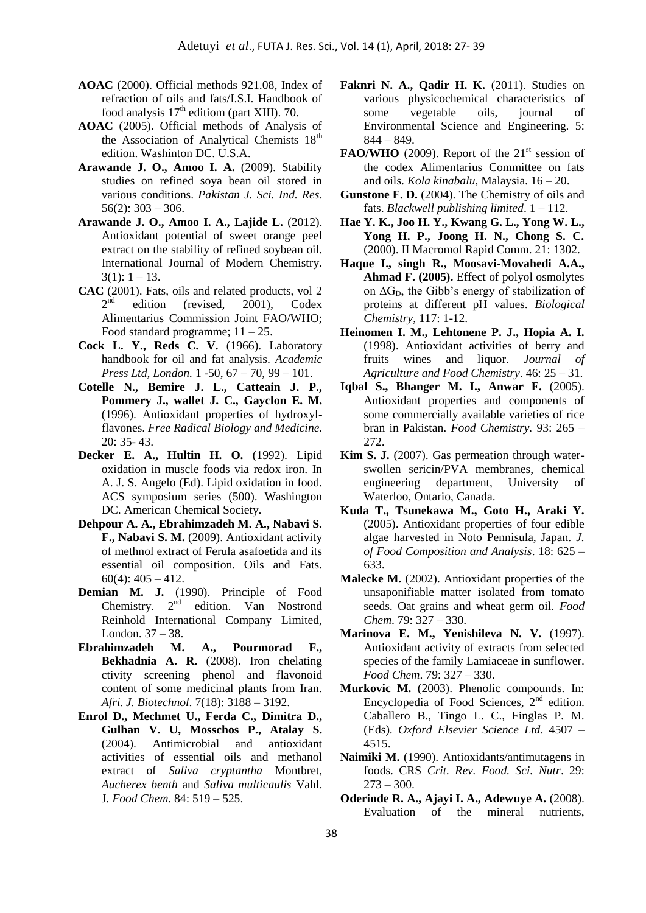**AOAC** (2000). Official methods 921.08, Index of refraction of oils and fats/I.S.I. Handbook of food analysis $17^{th}$ editiom (part XIII). 70.

**AOAC** (2005). Official methods of Analysis of the Association of Analytical Chemists $18^{th}$ edition. Washinton DC. U.S.A.

**Arawande J. O., Amoo I. A.** (2009). Stability studies on refined soya bean oil stored in various conditions. *Pakistan J. Sci. Ind. Res*. 56(2): 303 – 306.

**Arawande J. O., Amoo I. A., Lajide L.** (2012). Antioxidant potential of sweet orange peel extract on the stability of refined soybean oil. International Journal of Modern Chemistry. 3(1): 1 – 13.

**CAC** (2001). Fats, oils and related products, vol 2 $2^{nd}$ edition (revised, 2001), Codex Alimentarius Commission Joint FAO/WHO; Food standard programme; 11 – 25.

**Cock L. Y., Reds C. V.** (1966). Laboratory handbook for oil and fat analysis. *Academic Press Ltd, London.* 1 -50, 67 – 70, 99 – 101.

**Cotelle N., Bemire J. L., Catteain J. P., Pommery J., wallet J. C., Gayclon E. M.** (1996). Antioxidant properties of hydroxyl-flavones. *Free Radical Biology and Medicine.* 20: 35- 43.

**Decker E. A., Hultin H. O.** (1992). Lipid oxidation in muscle foods via redox iron. In A. J. S. Angelo (Ed). Lipid oxidation in food. ACS symposium series (500). Washington DC. American Chemical Society.

**Dehpour A. A., Ebrahimzadeh M. A., Nabavi S. F., Nabavi S. M.** (2009). Antioxidant activity of methnol extract of Ferula asafoetida and its essential oil composition. Oils and Fats. 60(4): 405 – 412.

**Demian M. J.** (1990). Principle of Food Chemistry. $2^{nd}$ edition. Van Nostrond Reinhold International Company Limited, London. 37 – 38.

**Ebrahimzadeh M. A., Pourmorad F., Bekhadnia A. R.** (2008). Iron chelating ctivity screening phenol and flavonoid content of some medicinal plants from Iran. *Afri. J. Biotechnol*. 7(18): 3188 – 3192.

**Enrol D., Mechmet U., Ferda C., Dimitra D., Gulhan V. U, Mosschos P., Atalay S.** (2004). Antimicrobial and antioxidant activities of essential oils and methanol extract of *Saliva cryptantha* Montbret, *Aucherex benth* and *Saliva multicaulis* Vahl. J. *Food Chem*. 84: 519 – 525.

**Faknri N. A., Qadir H. K.** (2011). Studies on various physicochemical characteristics of some vegetable oils, journal of Environmental Science and Engineering. 5: 844 – 849.

**FAO/WHO** (2009). Report of the $21^{st}$ session of the codex Alimentarius Committee on fats and oils. *Kola kinabalu*, Malaysia. 16 – 20.

**Gunstone F. D.** (2004). The Chemistry of oils and fats. *Blackwell publishing limited*. 1 – 112.

**Hae Y. K., Joo H. Y., Kwang G. L., Yong W. L., Yong H. P., Joong H. N., Chong S. C.** (2000). II Macromol Rapid Comm. 21: 1302.

**Haque I., singh R., Moosavi-Movahedi A.A., Ahmad F. (2005).** Effect of polyol osmolytes on $\Delta G_D$, the Gibb's energy of stabilization of proteins at different pH values. *Biological Chemistry*, 117: 1-12.

**Heinomen I. M., Lehtonene P. J., Hopia A. I.** (1998). Antioxidant activities of berry and fruits wines and liquor. *Journal of Agriculture and Food Chemistry*. 46: 25 – 31.

**Iqbal S., Bhanger M. I., Anwar F.** (2005). Antioxidant properties and components of some commercially available varieties of rice bran in Pakistan. *Food Chemistry.* 93: 265 – 272.

**Kim S. J.** (2007). Gas permeation through water-swollen sericin/PVA membranes, chemical engineering department, University of Waterloo, Ontario, Canada.

**Kuda T., Tsunekawa M., Goto H., Araki Y.** (2005). Antioxidant properties of four edible algae harvested in Noto Pennisula, Japan. *J. of Food Composition and Analysis*. 18: 625 – 633.

**Malecke M.** (2002). Antioxidant properties of the unsaponifiable matter isolated from tomato seeds. Oat grains and wheat germ oil. *Food Chem*. 79: 327 – 330.

**Marinova E. M., Yenishileva N. V.** (1997). Antioxidant activity of extracts from selected species of the family Lamiaceae in sunflower. *Food Chem*. 79: 327 – 330.

**Murkovic M.** (2003). Phenolic compounds. In: Encyclopedia of Food Sciences, $2^{nd}$ edition. Caballero B., Tingo L. C., Finglas P. M. (Eds). *Oxford Elsevier Science Ltd*. 4507 – 4515.

**Naimiki M.** (1990). Antioxidants/antimutagens in foods. CRS *Crit. Rev. Food. Sci. Nutr*. 29: 273 – 300.

**Oderinde R. A., Ajayi I. A., Adewuye A.** (2008). Evaluation of the mineral nutrients,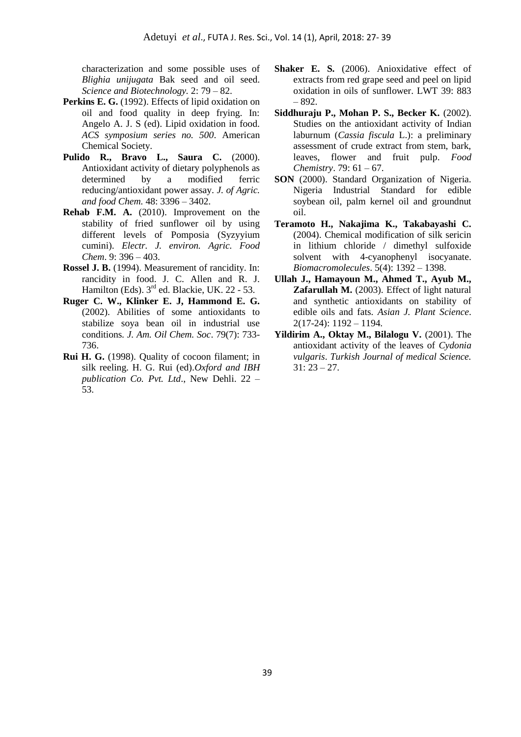characterization and some possible uses of *Blighia unijugata* Bak seed and oil seed. *Science and Biotechnology.* 2: 79 – 82.

**Perkins E. G.** (1992). Effects of lipid oxidation on oil and food quality in deep frying. In: Angelo A. J. S (ed). Lipid oxidation in food. *ACS symposium series no. 500*. American Chemical Society.

**Pulido R., Bravo L., Saura C.** (2000). Antioxidant activity of dietary polyphenols as determined by a modified ferric reducing/antioxidant power assay. *J. of Agric. and food Chem.* 48: 3396 – 3402.

**Rehab F.M. A.** (2010). Improvement on the stability of fried sunflower oil by using different levels of Pomposia (Syzyyium cumini). *Electr. J. environ. Agric. Food Chem*. 9: 396 – 403.

**Rossel J. B.** (1994). Measurement of rancidity. In: rancidity in food. J. C. Allen and R. J. Hamilton (Eds). 3rd ed. Blackie, UK. 22 - 53.

**Ruger C. W., Klinker E. J, Hammond E. G.** (2002). Abilities of some antioxidants to stabilize soya bean oil in industrial use conditions. *J. Am. Oil Chem. Soc*. 79(7): 733-736.

**Rui H. G.** (1998). Quality of cocoon filament; in silk reeling. H. G. Rui (ed).*Oxford and IBH publication Co. Pvt. Ltd*., New Dehli. 22 – 53.

**Shaker E. S.** (2006). Anioxidative effect of extracts from red grape seed and peel on lipid oxidation in oils of sunflower. LWT 39: 883 – 892.

**Siddhuraju P., Mohan P. S., Becker K.** (2002). Studies on the antioxidant activity of Indian laburnum (*Cassia fiscula* L.): a preliminary assessment of crude extract from stem, bark, leaves, flower and fruit pulp. *Food Chemistry*. 79: 61 – 67.

**SON** (2000). Standard Organization of Nigeria. Nigeria Industrial Standard for edible soybean oil, palm kernel oil and groundnut oil.

**Teramoto H., Nakajima K., Takabayashi C.** (2004). Chemical modification of silk sericin in lithium chloride / dimethyl sulfoxide solvent with 4-cyanophenyl isocyanate. *Biomacromolecules*. 5(4): 1392 – 1398.

**Ullah J., Hamayoun M., Ahmed T., Ayub M., Zafarullah M.** (2003). Effect of light natural and synthetic antioxidants on stability of edible oils and fats. *Asian J. Plant Science*. 2(17-24): 1192 – 1194.

**Yildirim A., Oktay M., Bilalogu V.** (2001). The antioxidant activity of the leaves of *Cydonia vulgaris*. *Turkish Journal of medical Science.* 31: 23 – 27.